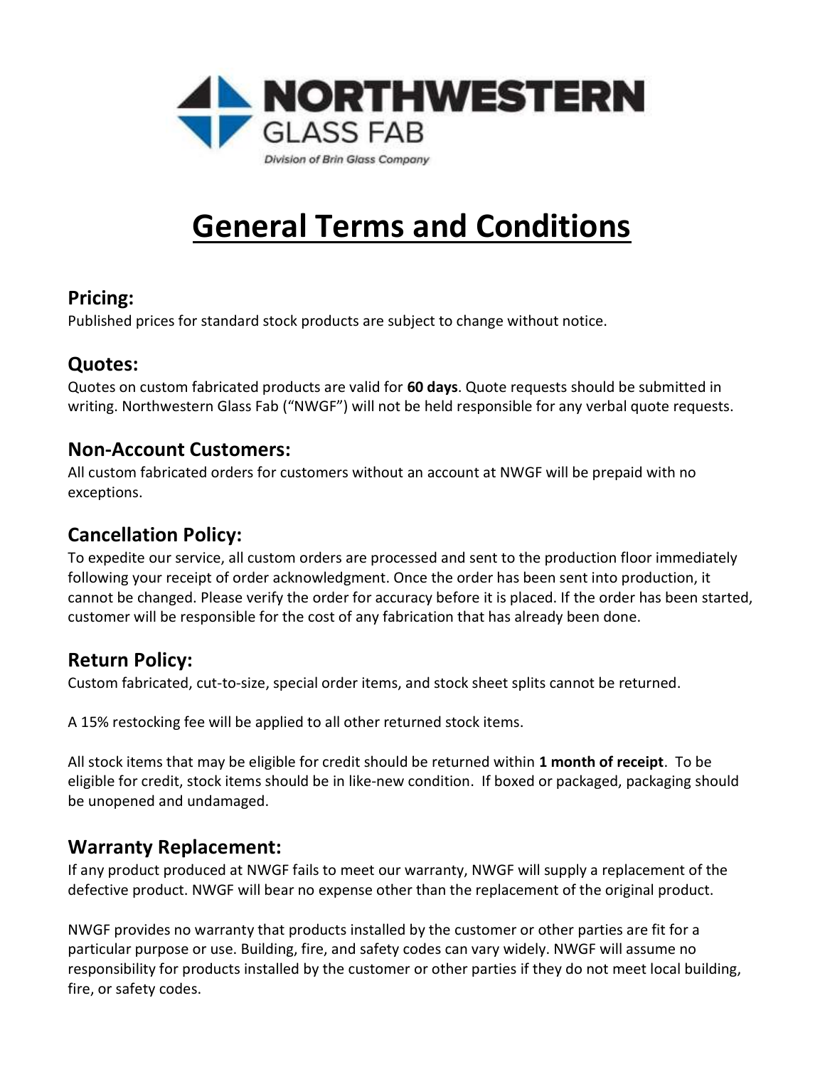NORTHWESTERN GLASS FAB

*Division of Brin Glass Company*

# General Terms and Conditions

## Pricing:

Published prices for standard stock products are subject to change without notice.

## Quotes:

Quotes on custom fabricated products are valid for **60 days**. Quote requests should be submitted in writing. Northwestern Glass Fab ("NWGF") will not be held responsible for any verbal quote requests.

## Non-Account Customers:

All custom fabricated orders for customers without an account at NWGF will be prepaid with no exceptions.

## Cancellation Policy:

To expedite our service, all custom orders are processed and sent to the production floor immediately following your receipt of order acknowledgment. Once the order has been sent into production, it cannot be changed. Please verify the order for accuracy before it is placed. If the order has been started, customer will be responsible for the cost of any fabrication that has already been done.

## Return Policy:

Custom fabricated, cut-to-size, special order items, and stock sheet splits cannot be returned.

A 15% restocking fee will be applied to all other returned stock items.

All stock items that may be eligible for credit should be returned within **1 month of receipt**. To be eligible for credit, stock items should be in like-new condition. If boxed or packaged, packaging should be unopened and undamaged.

## Warranty Replacement:

If any product produced at NWGF fails to meet our warranty, NWGF will supply a replacement of the defective product. NWGF will bear no expense other than the replacement of the original product.

NWGF provides no warranty that products installed by the customer or other parties are fit for a particular purpose or use. Building, fire, and safety codes can vary widely. NWGF will assume no responsibility for products installed by the customer or other parties if they do not meet local building, fire, or safety codes.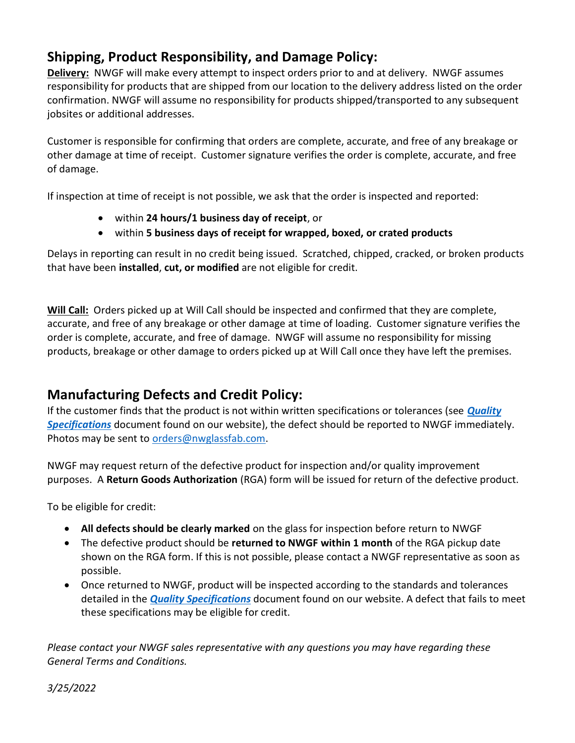## Shipping, Product Responsibility, and Damage Policy:

**Delivery:** NWGF will make every attempt to inspect orders prior to and at delivery. NWGF assumes responsibility for products that are shipped from our location to the delivery address listed on the order confirmation. NWGF will assume no responsibility for products shipped/transported to any subsequent jobsites or additional addresses.

Customer is responsible for confirming that orders are complete, accurate, and free of any breakage or other damage at time of receipt. Customer signature verifies the order is complete, accurate, and free of damage.

If inspection at time of receipt is not possible, we ask that the order is inspected and reported:

- within **24 hours/1 business day of receipt**, or
- within **5 business days of receipt for wrapped, boxed, or crated products**

Delays in reporting can result in no credit being issued. Scratched, chipped, cracked, or broken products that have been **installed**, **cut, or modified** are not eligible for credit.

**Will Call:** Orders picked up at Will Call should be inspected and confirmed that they are complete, accurate, and free of any breakage or other damage at time of loading. Customer signature verifies the order is complete, accurate, and free of damage. NWGF will assume no responsibility for missing products, breakage or other damage to orders picked up at Will Call once they have left the premises.

## Manufacturing Defects and Credit Policy:

If the customer finds that the product is not within written specifications or tolerances (see ***Quality Specifications*** document found on our website), the defect should be reported to NWGF immediately. Photos may be sent to orders@nwglassfab.com.

NWGF may request return of the defective product for inspection and/or quality improvement purposes. A **Return Goods Authorization** (RGA) form will be issued for return of the defective product.

To be eligible for credit:

- **All defects should be clearly marked** on the glass for inspection before return to NWGF
- The defective product should be **returned to NWGF within 1 month** of the RGA pickup date shown on the RGA form. If this is not possible, please contact a NWGF representative as soon as possible.
- Once returned to NWGF, product will be inspected according to the standards and tolerances detailed in the ***Quality Specifications*** document found on our website. A defect that fails to meet these specifications may be eligible for credit.

*Please contact your NWGF sales representative with any questions you may have regarding these General Terms and Conditions.*

*3/25/2022*